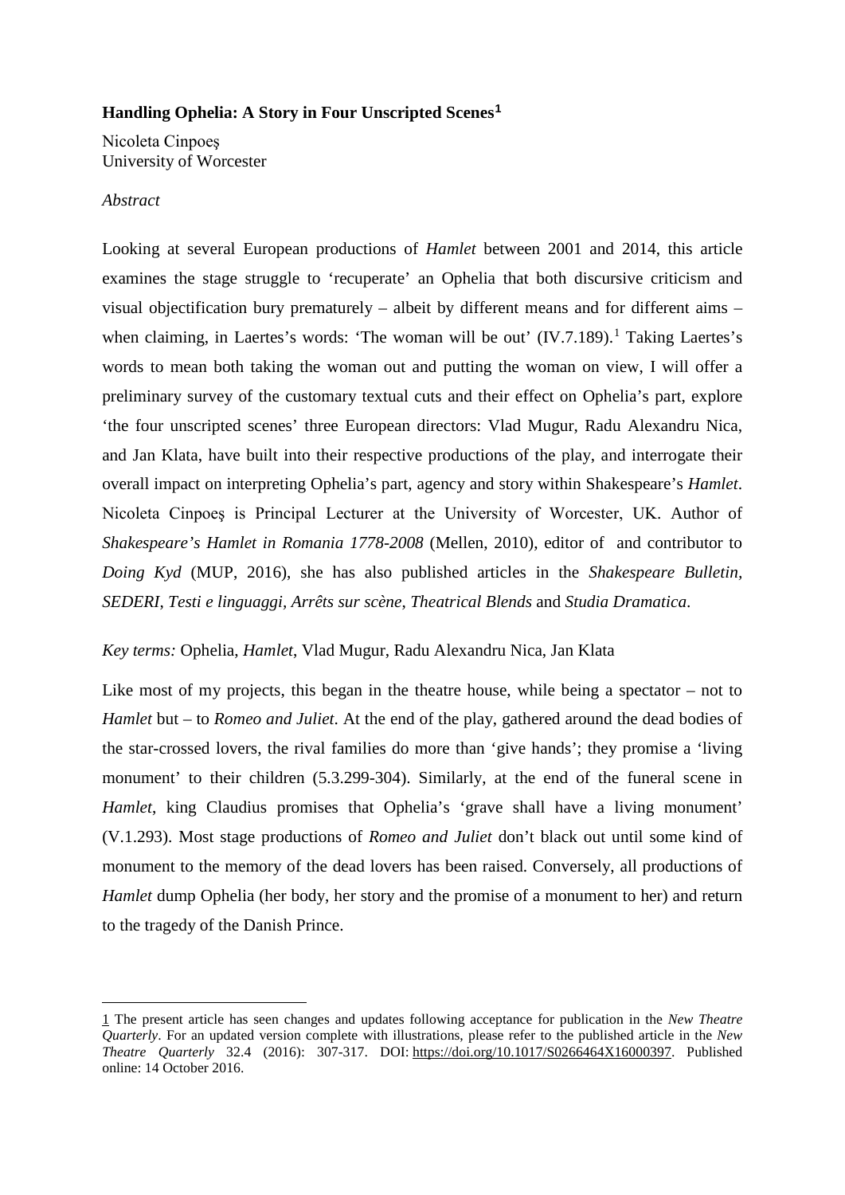**Handling Ophelia: A Story in Four Unscripted Scenes[1]**

Nicoleta Cinpoeş
University of Worcester

*Abstract*

Looking at several European productions of *Hamlet* between 2001 and 2014, this article examines the stage struggle to 'recuperate' an Ophelia that both discursive criticism and visual objectification bury prematurely – albeit by different means and for different aims – when claiming, in Laertes's words: 'The woman will be out' (IV.7.189).[1] Taking Laertes's words to mean both taking the woman out and putting the woman on view, I will offer a preliminary survey of the customary textual cuts and their effect on Ophelia's part, explore 'the four unscripted scenes' three European directors: Vlad Mugur, Radu Alexandru Nica, and Jan Klata, have built into their respective productions of the play, and interrogate their overall impact on interpreting Ophelia's part, agency and story within Shakespeare's *Hamlet*. Nicoleta Cinpoeş is Principal Lecturer at the University of Worcester, UK. Author of *Shakespeare's Hamlet in Romania 1778-2008* (Mellen, 2010), editor of and contributor to *Doing Kyd* (MUP, 2016), she has also published articles in the *Shakespeare Bulletin*, *SEDERI*, *Testi e linguaggi*, *Arrêts sur scène*, *Theatrical Blends* and *Studia Dramatica*.

*Key terms:* Ophelia, *Hamlet*, Vlad Mugur, Radu Alexandru Nica, Jan Klata

Like most of my projects, this began in the theatre house, while being a spectator – not to *Hamlet* but – to *Romeo and Juliet*. At the end of the play, gathered around the dead bodies of the star-crossed lovers, the rival families do more than 'give hands'; they promise a 'living monument' to their children (5.3.299-304). Similarly, at the end of the funeral scene in *Hamlet*, king Claudius promises that Ophelia's 'grave shall have a living monument' (V.1.293). Most stage productions of *Romeo and Juliet* don't black out until some kind of monument to the memory of the dead lovers has been raised. Conversely, all productions of *Hamlet* dump Ophelia (her body, her story and the promise of a monument to her) and return to the tragedy of the Danish Prince.

---

1 The present article has seen changes and updates following acceptance for publication in the *New Theatre Quarterly*. For an updated version complete with illustrations, please refer to the published article in the *New Theatre Quarterly* 32.4 (2016): 307-317. DOI: https://doi.org/10.1017/S0266464X16000397. Published online: 14 October 2016.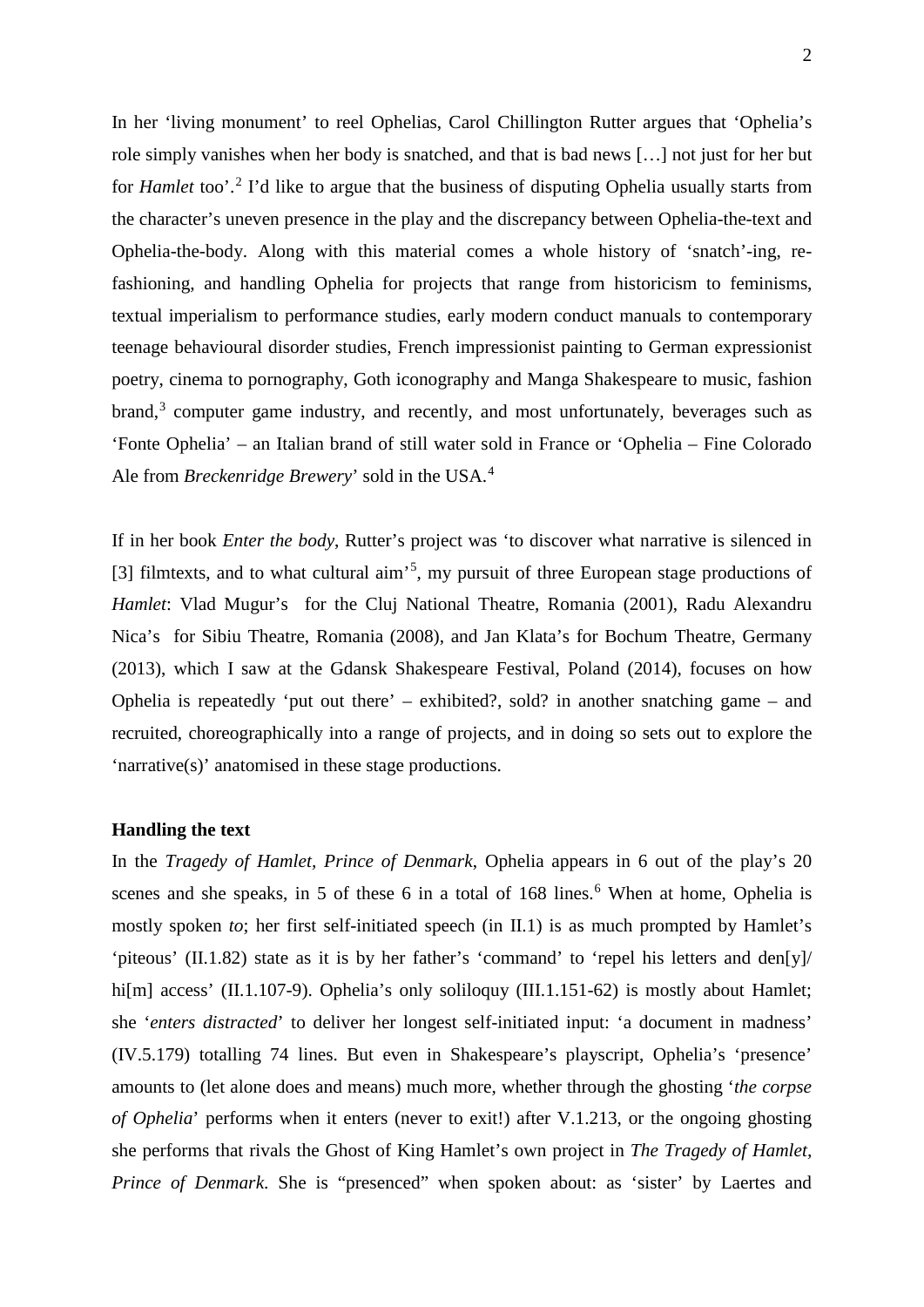In her 'living monument' to reel Ophelias, Carol Chillington Rutter argues that 'Ophelia's role simply vanishes when her body is snatched, and that is bad news […] not just for her but for *Hamlet* too'.[2] I'd like to argue that the business of disputing Ophelia usually starts from the character's uneven presence in the play and the discrepancy between Ophelia-the-text and Ophelia-the-body. Along with this material comes a whole history of 'snatch'-ing, re-fashioning, and handling Ophelia for projects that range from historicism to feminisms, textual imperialism to performance studies, early modern conduct manuals to contemporary teenage behavioural disorder studies, French impressionist painting to German expressionist poetry, cinema to pornography, Goth iconography and Manga Shakespeare to music, fashion brand,[3] computer game industry, and recently, and most unfortunately, beverages such as 'Fonte Ophelia' – an Italian brand of still water sold in France or 'Ophelia – Fine Colorado Ale from *Breckenridge Brewery*' sold in the USA.[4]

If in her book *Enter the body*, Rutter's project was 'to discover what narrative is silenced in [3] filmtexts, and to what cultural aim'[5], my pursuit of three European stage productions of *Hamlet*: Vlad Mugur's for the Cluj National Theatre, Romania (2001), Radu Alexandru Nica's for Sibiu Theatre, Romania (2008), and Jan Klata's for Bochum Theatre, Germany (2013), which I saw at the Gdansk Shakespeare Festival, Poland (2014), focuses on how Ophelia is repeatedly 'put out there' – exhibited?, sold? in another snatching game – and recruited, choreographically into a range of projects, and in doing so sets out to explore the 'narrative(s)' anatomised in these stage productions.

**Handling the text**

In the *Tragedy of Hamlet, Prince of Denmark*, Ophelia appears in 6 out of the play's 20 scenes and she speaks, in 5 of these 6 in a total of 168 lines.[6] When at home, Ophelia is mostly spoken *to*; her first self-initiated speech (in II.1) is as much prompted by Hamlet's 'piteous' (II.1.82) state as it is by her father's 'command' to 'repel his letters and den[y]/ hi[m] access' (II.1.107-9). Ophelia's only soliloquy (III.1.151-62) is mostly about Hamlet; she '*enters distracted*' to deliver her longest self-initiated input: 'a document in madness' (IV.5.179) totalling 74 lines. But even in Shakespeare's playscript, Ophelia's 'presence' amounts to (let alone does and means) much more, whether through the ghosting '*the corpse of Ophelia*' performs when it enters (never to exit!) after V.1.213, or the ongoing ghosting she performs that rivals the Ghost of King Hamlet's own project in *The Tragedy of Hamlet, Prince of Denmark*. She is "presenced" when spoken about: as 'sister' by Laertes and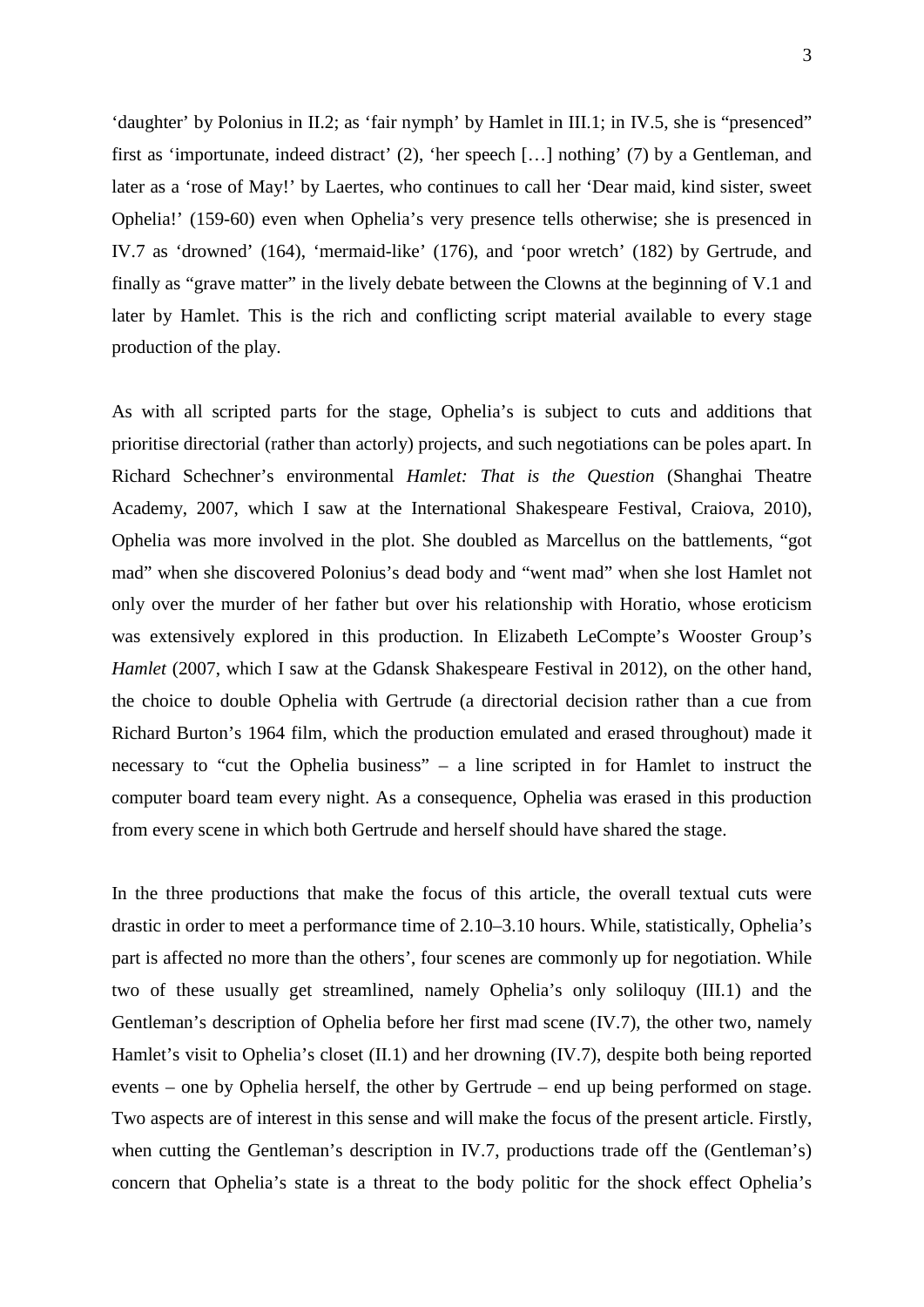'daughter' by Polonius in II.2; as 'fair nymph' by Hamlet in III.1; in IV.5, she is "presenced" first as 'importunate, indeed distract' (2), 'her speech […] nothing' (7) by a Gentleman, and later as a 'rose of May!' by Laertes, who continues to call her 'Dear maid, kind sister, sweet Ophelia!' (159-60) even when Ophelia's very presence tells otherwise; she is presenced in IV.7 as 'drowned' (164), 'mermaid-like' (176), and 'poor wretch' (182) by Gertrude, and finally as "grave matter" in the lively debate between the Clowns at the beginning of V.1 and later by Hamlet. This is the rich and conflicting script material available to every stage production of the play.

As with all scripted parts for the stage, Ophelia's is subject to cuts and additions that prioritise directorial (rather than actorly) projects, and such negotiations can be poles apart. In Richard Schechner's environmental *Hamlet: That is the Question* (Shanghai Theatre Academy, 2007, which I saw at the International Shakespeare Festival, Craiova, 2010), Ophelia was more involved in the plot. She doubled as Marcellus on the battlements, "got mad" when she discovered Polonius's dead body and "went mad" when she lost Hamlet not only over the murder of her father but over his relationship with Horatio, whose eroticism was extensively explored in this production. In Elizabeth LeCompte's Wooster Group's *Hamlet* (2007, which I saw at the Gdansk Shakespeare Festival in 2012), on the other hand, the choice to double Ophelia with Gertrude (a directorial decision rather than a cue from Richard Burton's 1964 film, which the production emulated and erased throughout) made it necessary to "cut the Ophelia business" – a line scripted in for Hamlet to instruct the computer board team every night. As a consequence, Ophelia was erased in this production from every scene in which both Gertrude and herself should have shared the stage.

In the three productions that make the focus of this article, the overall textual cuts were drastic in order to meet a performance time of 2.10–3.10 hours. While, statistically, Ophelia's part is affected no more than the others', four scenes are commonly up for negotiation. While two of these usually get streamlined, namely Ophelia's only soliloquy (III.1) and the Gentleman's description of Ophelia before her first mad scene (IV.7), the other two, namely Hamlet's visit to Ophelia's closet (II.1) and her drowning (IV.7), despite both being reported events – one by Ophelia herself, the other by Gertrude – end up being performed on stage. Two aspects are of interest in this sense and will make the focus of the present article. Firstly, when cutting the Gentleman's description in IV.7, productions trade off the (Gentleman's) concern that Ophelia's state is a threat to the body politic for the shock effect Ophelia's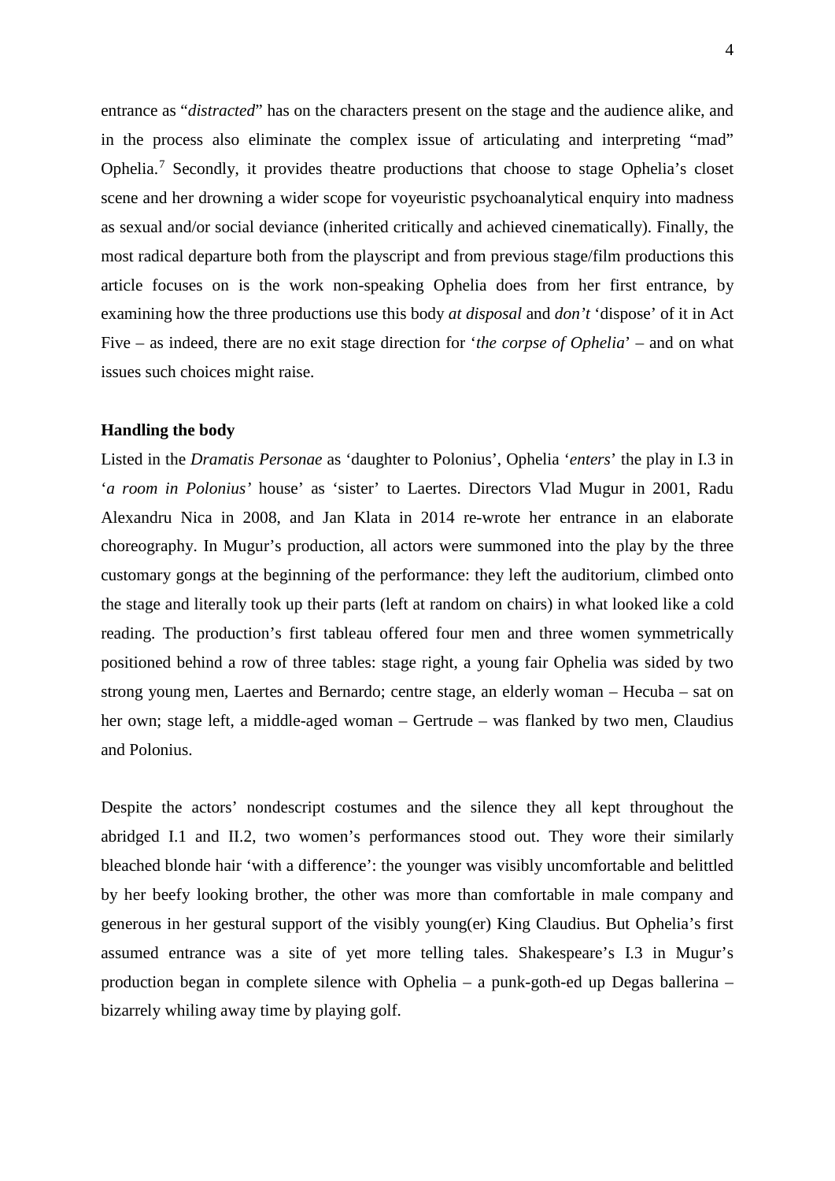entrance as "*distracted*" has on the characters present on the stage and the audience alike, and in the process also eliminate the complex issue of articulating and interpreting "mad" Ophelia.[7] Secondly, it provides theatre productions that choose to stage Ophelia's closet scene and her drowning a wider scope for voyeuristic psychoanalytical enquiry into madness as sexual and/or social deviance (inherited critically and achieved cinematically). Finally, the most radical departure both from the playscript and from previous stage/film productions this article focuses on is the work non-speaking Ophelia does from her first entrance, by examining how the three productions use this body *at disposal* and *don't* 'dispose' of it in Act Five – as indeed, there are no exit stage direction for '*the corpse of Ophelia*' – and on what issues such choices might raise.

**Handling the body**

Listed in the *Dramatis Personae* as 'daughter to Polonius', Ophelia '*enters*' the play in I.3 in '*a room in Polonius'* house' as 'sister' to Laertes. Directors Vlad Mugur in 2001, Radu Alexandru Nica in 2008, and Jan Klata in 2014 re-wrote her entrance in an elaborate choreography. In Mugur's production, all actors were summoned into the play by the three customary gongs at the beginning of the performance: they left the auditorium, climbed onto the stage and literally took up their parts (left at random on chairs) in what looked like a cold reading. The production's first tableau offered four men and three women symmetrically positioned behind a row of three tables: stage right, a young fair Ophelia was sided by two strong young men, Laertes and Bernardo; centre stage, an elderly woman – Hecuba – sat on her own; stage left, a middle-aged woman – Gertrude – was flanked by two men, Claudius and Polonius.

Despite the actors' nondescript costumes and the silence they all kept throughout the abridged I.1 and II.2, two women's performances stood out. They wore their similarly bleached blonde hair 'with a difference': the younger was visibly uncomfortable and belittled by her beefy looking brother, the other was more than comfortable in male company and generous in her gestural support of the visibly young(er) King Claudius. But Ophelia's first assumed entrance was a site of yet more telling tales. Shakespeare's I.3 in Mugur's production began in complete silence with Ophelia – a punk-goth-ed up Degas ballerina – bizarrely whiling away time by playing golf.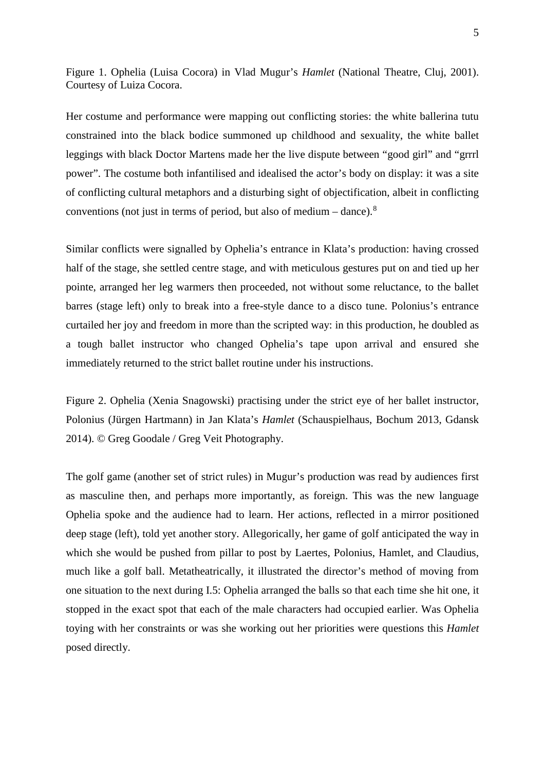Figure 1. Ophelia (Luisa Cocora) in Vlad Mugur's *Hamlet* (National Theatre, Cluj, 2001). Courtesy of Luiza Cocora.

Her costume and performance were mapping out conflicting stories: the white ballerina tutu constrained into the black bodice summoned up childhood and sexuality, the white ballet leggings with black Doctor Martens made her the live dispute between "good girl" and "grrrl power". The costume both infantilised and idealised the actor's body on display: it was a site of conflicting cultural metaphors and a disturbing sight of objectification, albeit in conflicting conventions (not just in terms of period, but also of medium – dance).[8]

Similar conflicts were signalled by Ophelia's entrance in Klata's production: having crossed half of the stage, she settled centre stage, and with meticulous gestures put on and tied up her pointe, arranged her leg warmers then proceeded, not without some reluctance, to the ballet barres (stage left) only to break into a free-style dance to a disco tune. Polonius's entrance curtailed her joy and freedom in more than the scripted way: in this production, he doubled as a tough ballet instructor who changed Ophelia's tape upon arrival and ensured she immediately returned to the strict ballet routine under his instructions.

Figure 2. Ophelia (Xenia Snagowski) practising under the strict eye of her ballet instructor, Polonius (Jürgen Hartmann) in Jan Klata's *Hamlet* (Schauspielhaus, Bochum 2013, Gdansk 2014). © Greg Goodale / Greg Veit Photography.

The golf game (another set of strict rules) in Mugur's production was read by audiences first as masculine then, and perhaps more importantly, as foreign. This was the new language Ophelia spoke and the audience had to learn. Her actions, reflected in a mirror positioned deep stage (left), told yet another story. Allegorically, her game of golf anticipated the way in which she would be pushed from pillar to post by Laertes, Polonius, Hamlet, and Claudius, much like a golf ball. Metatheatrically, it illustrated the director's method of moving from one situation to the next during I.5: Ophelia arranged the balls so that each time she hit one, it stopped in the exact spot that each of the male characters had occupied earlier. Was Ophelia toying with her constraints or was she working out her priorities were questions this *Hamlet* posed directly.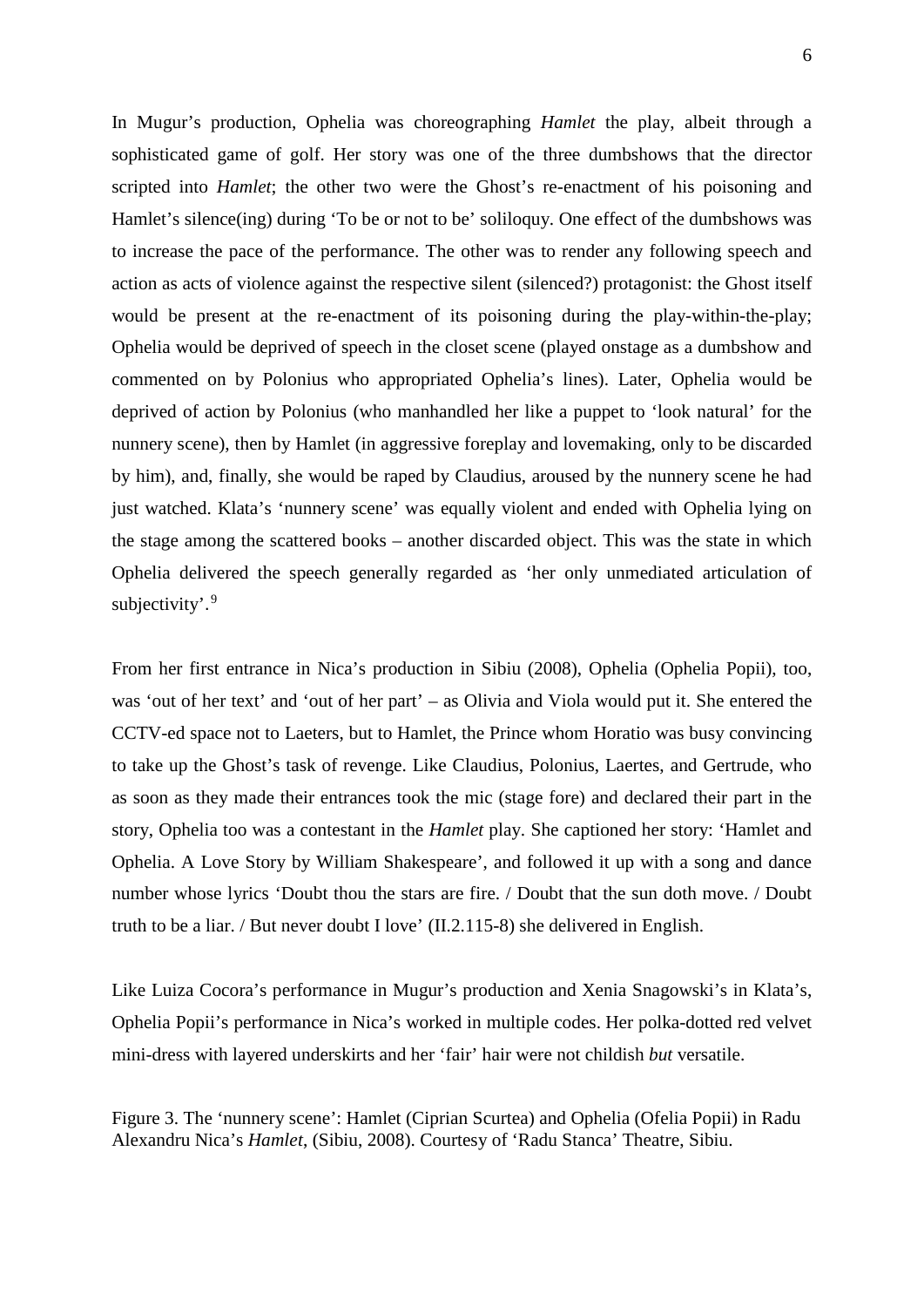In Mugur's production, Ophelia was choreographing *Hamlet* the play, albeit through a sophisticated game of golf. Her story was one of the three dumbshows that the director scripted into *Hamlet*; the other two were the Ghost's re-enactment of his poisoning and Hamlet's silence(ing) during 'To be or not to be' soliloquy. One effect of the dumbshows was to increase the pace of the performance. The other was to render any following speech and action as acts of violence against the respective silent (silenced?) protagonist: the Ghost itself would be present at the re-enactment of its poisoning during the play-within-the-play; Ophelia would be deprived of speech in the closet scene (played onstage as a dumbshow and commented on by Polonius who appropriated Ophelia's lines). Later, Ophelia would be deprived of action by Polonius (who manhandled her like a puppet to 'look natural' for the nunnery scene), then by Hamlet (in aggressive foreplay and lovemaking, only to be discarded by him), and, finally, she would be raped by Claudius, aroused by the nunnery scene he had just watched. Klata's 'nunnery scene' was equally violent and ended with Ophelia lying on the stage among the scattered books – another discarded object. This was the state in which Ophelia delivered the speech generally regarded as 'her only unmediated articulation of subjectivity'.[9]

From her first entrance in Nica's production in Sibiu (2008), Ophelia (Ophelia Popii), too, was 'out of her text' and 'out of her part' – as Olivia and Viola would put it. She entered the CCTV-ed space not to Laeters, but to Hamlet, the Prince whom Horatio was busy convincing to take up the Ghost's task of revenge. Like Claudius, Polonius, Laertes, and Gertrude, who as soon as they made their entrances took the mic (stage fore) and declared their part in the story, Ophelia too was a contestant in the *Hamlet* play. She captioned her story: 'Hamlet and Ophelia. A Love Story by William Shakespeare', and followed it up with a song and dance number whose lyrics 'Doubt thou the stars are fire. / Doubt that the sun doth move. / Doubt truth to be a liar. / But never doubt I love' (II.2.115-8) she delivered in English.

Like Luiza Cocora's performance in Mugur's production and Xenia Snagowski's in Klata's, Ophelia Popii's performance in Nica's worked in multiple codes. Her polka-dotted red velvet mini-dress with layered underskirts and her 'fair' hair were not childish *but* versatile.

Figure 3. The 'nunnery scene': Hamlet (Ciprian Scurtea) and Ophelia (Ofelia Popii) in Radu Alexandru Nica's *Hamlet*, (Sibiu, 2008). Courtesy of 'Radu Stanca' Theatre, Sibiu.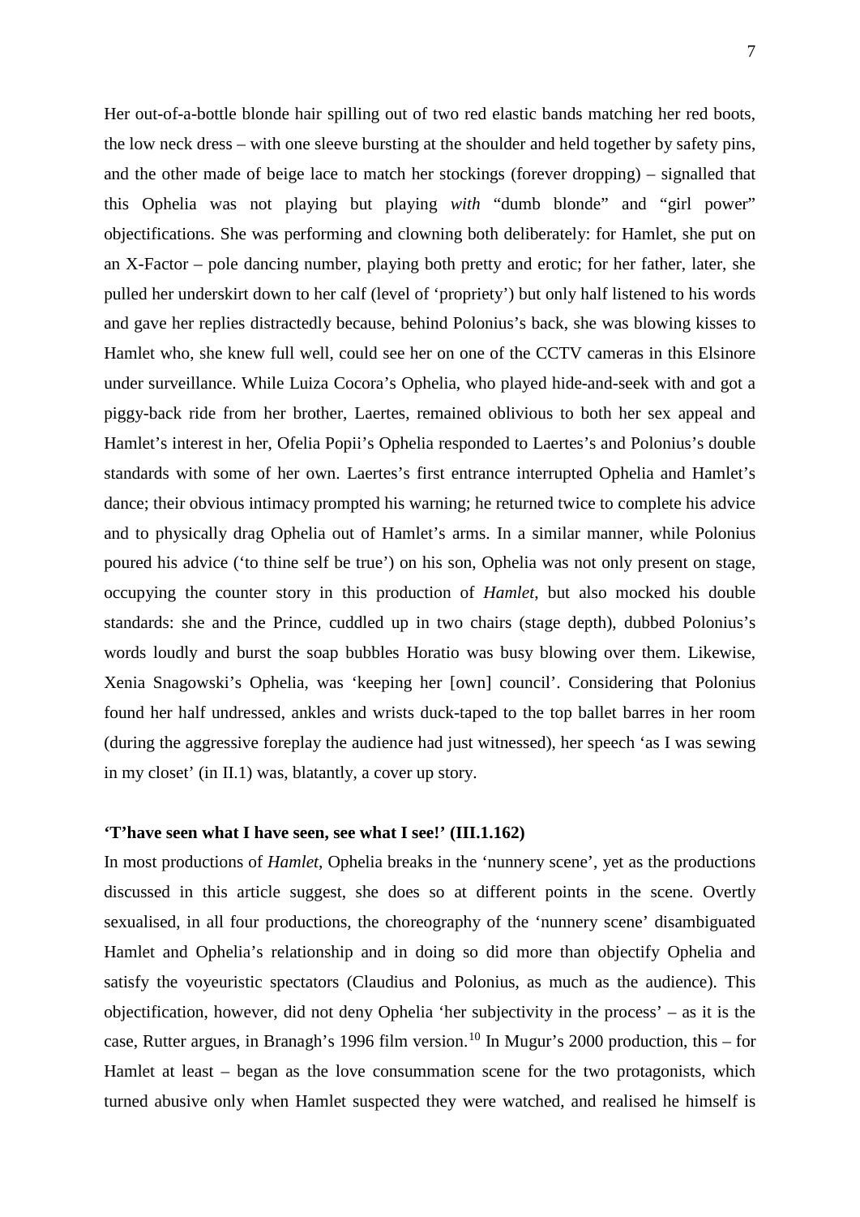Her out-of-a-bottle blonde hair spilling out of two red elastic bands matching her red boots, the low neck dress – with one sleeve bursting at the shoulder and held together by safety pins, and the other made of beige lace to match her stockings (forever dropping) – signalled that this Ophelia was not playing but playing *with* "dumb blonde" and "girl power" objectifications. She was performing and clowning both deliberately: for Hamlet, she put on an X-Factor – pole dancing number, playing both pretty and erotic; for her father, later, she pulled her underskirt down to her calf (level of 'propriety') but only half listened to his words and gave her replies distractedly because, behind Polonius's back, she was blowing kisses to Hamlet who, she knew full well, could see her on one of the CCTV cameras in this Elsinore under surveillance. While Luiza Cocora's Ophelia, who played hide-and-seek with and got a piggy-back ride from her brother, Laertes, remained oblivious to both her sex appeal and Hamlet's interest in her, Ofelia Popii's Ophelia responded to Laertes's and Polonius's double standards with some of her own. Laertes's first entrance interrupted Ophelia and Hamlet's dance; their obvious intimacy prompted his warning; he returned twice to complete his advice and to physically drag Ophelia out of Hamlet's arms. In a similar manner, while Polonius poured his advice ('to thine self be true') on his son, Ophelia was not only present on stage, occupying the counter story in this production of *Hamlet*, but also mocked his double standards: she and the Prince, cuddled up in two chairs (stage depth), dubbed Polonius's words loudly and burst the soap bubbles Horatio was busy blowing over them. Likewise, Xenia Snagowski's Ophelia, was 'keeping her [own] council'. Considering that Polonius found her half undressed, ankles and wrists duck-taped to the top ballet barres in her room (during the aggressive foreplay the audience had just witnessed), her speech 'as I was sewing in my closet' (in II.1) was, blatantly, a cover up story.

### 'T'have seen what I have seen, see what I see!' (III.1.162)

In most productions of *Hamlet*, Ophelia breaks in the 'nunnery scene', yet as the productions discussed in this article suggest, she does so at different points in the scene. Overtly sexualised, in all four productions, the choreography of the 'nunnery scene' disambiguated Hamlet and Ophelia's relationship and in doing so did more than objectify Ophelia and satisfy the voyeuristic spectators (Claudius and Polonius, as much as the audience). This objectification, however, did not deny Ophelia 'her subjectivity in the process' – as it is the case, Rutter argues, in Branagh's 1996 film version.[10] In Mugur's 2000 production, this – for Hamlet at least – began as the love consummation scene for the two protagonists, which turned abusive only when Hamlet suspected they were watched, and realised he himself is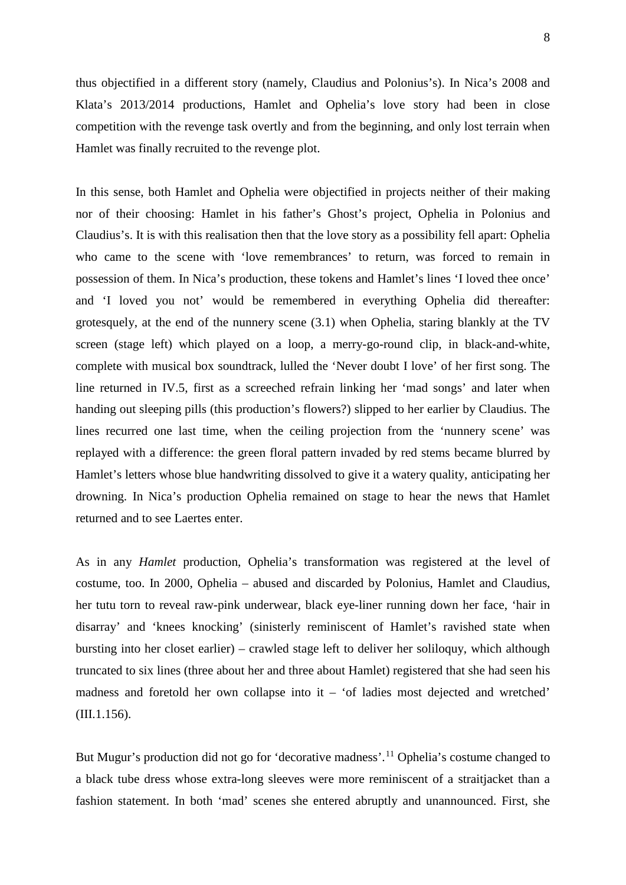thus objectified in a different story (namely, Claudius and Polonius's). In Nica's 2008 and Klata's 2013/2014 productions, Hamlet and Ophelia's love story had been in close competition with the revenge task overtly and from the beginning, and only lost terrain when Hamlet was finally recruited to the revenge plot.

In this sense, both Hamlet and Ophelia were objectified in projects neither of their making nor of their choosing: Hamlet in his father's Ghost's project, Ophelia in Polonius and Claudius's. It is with this realisation then that the love story as a possibility fell apart: Ophelia who came to the scene with 'love remembrances' to return, was forced to remain in possession of them. In Nica's production, these tokens and Hamlet's lines 'I loved thee once' and 'I loved you not' would be remembered in everything Ophelia did thereafter: grotesquely, at the end of the nunnery scene (3.1) when Ophelia, staring blankly at the TV screen (stage left) which played on a loop, a merry-go-round clip, in black-and-white, complete with musical box soundtrack, lulled the 'Never doubt I love' of her first song. The line returned in IV.5, first as a screeched refrain linking her 'mad songs' and later when handing out sleeping pills (this production's flowers?) slipped to her earlier by Claudius. The lines recurred one last time, when the ceiling projection from the 'nunnery scene' was replayed with a difference: the green floral pattern invaded by red stems became blurred by Hamlet's letters whose blue handwriting dissolved to give it a watery quality, anticipating her drowning. In Nica's production Ophelia remained on stage to hear the news that Hamlet returned and to see Laertes enter.

As in any *Hamlet* production, Ophelia's transformation was registered at the level of costume, too. In 2000, Ophelia – abused and discarded by Polonius, Hamlet and Claudius, her tutu torn to reveal raw-pink underwear, black eye-liner running down her face, 'hair in disarray' and 'knees knocking' (sinisterly reminiscent of Hamlet's ravished state when bursting into her closet earlier) – crawled stage left to deliver her soliloquy, which although truncated to six lines (three about her and three about Hamlet) registered that she had seen his madness and foretold her own collapse into it – 'of ladies most dejected and wretched' (III.1.156).

But Mugur's production did not go for 'decorative madness'.[11] Ophelia's costume changed to a black tube dress whose extra-long sleeves were more reminiscent of a straitjacket than a fashion statement. In both 'mad' scenes she entered abruptly and unannounced. First, she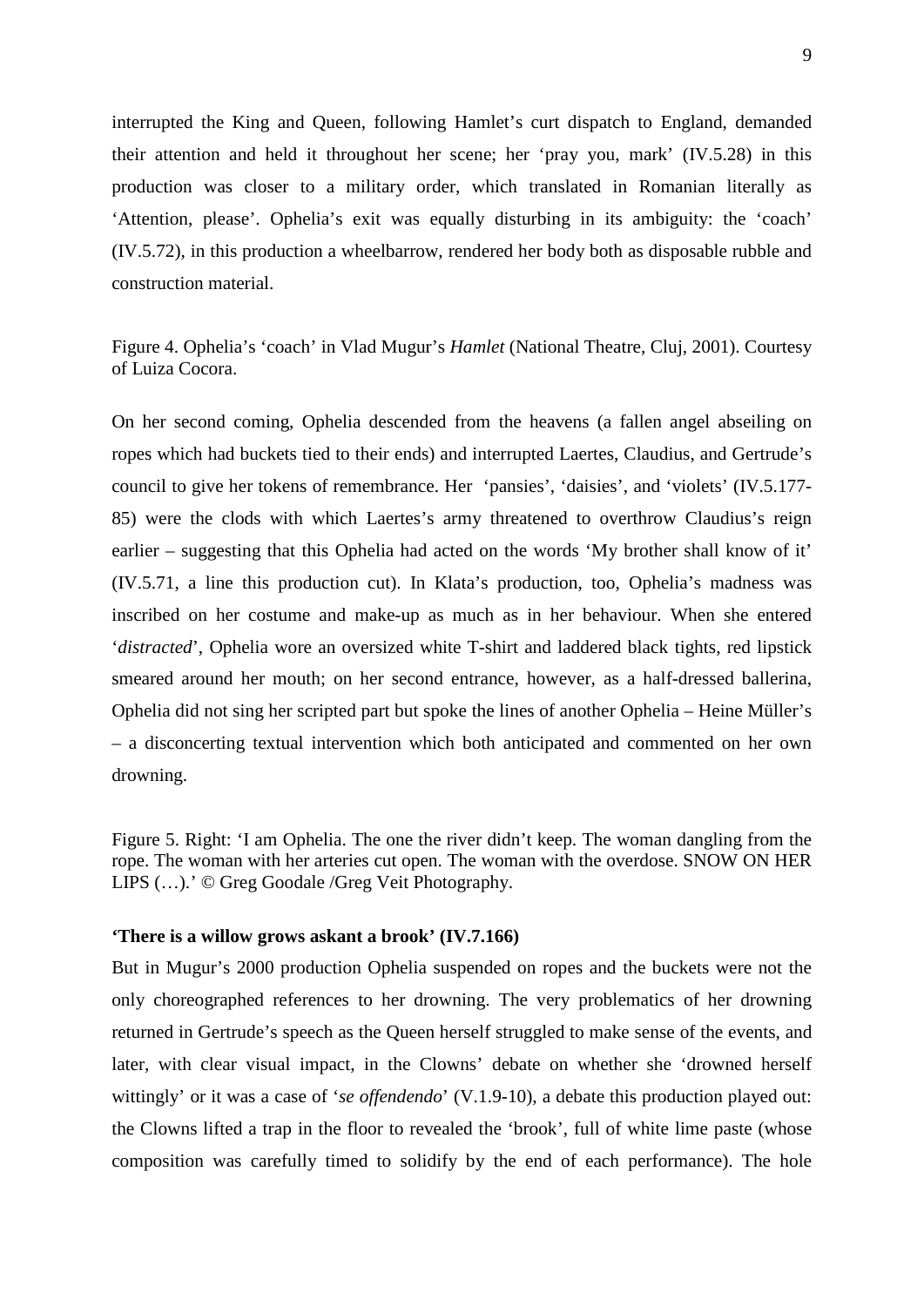interrupted the King and Queen, following Hamlet's curt dispatch to England, demanded their attention and held it throughout her scene; her 'pray you, mark' (IV.5.28) in this production was closer to a military order, which translated in Romanian literally as 'Attention, please'. Ophelia's exit was equally disturbing in its ambiguity: the 'coach' (IV.5.72), in this production a wheelbarrow, rendered her body both as disposable rubble and construction material.

Figure 4. Ophelia's 'coach' in Vlad Mugur's *Hamlet* (National Theatre, Cluj, 2001). Courtesy of Luiza Cocora.

On her second coming, Ophelia descended from the heavens (a fallen angel abseiling on ropes which had buckets tied to their ends) and interrupted Laertes, Claudius, and Gertrude's council to give her tokens of remembrance. Her 'pansies', 'daisies', and 'violets' (IV.5.177-85) were the clods with which Laertes's army threatened to overthrow Claudius's reign earlier – suggesting that this Ophelia had acted on the words 'My brother shall know of it' (IV.5.71, a line this production cut). In Klata's production, too, Ophelia's madness was inscribed on her costume and make-up as much as in her behaviour. When she entered '*distracted*', Ophelia wore an oversized white T-shirt and laddered black tights, red lipstick smeared around her mouth; on her second entrance, however, as a half-dressed ballerina, Ophelia did not sing her scripted part but spoke the lines of another Ophelia – Heine Müller's – a disconcerting textual intervention which both anticipated and commented on her own drowning.

Figure 5. Right: 'I am Ophelia. The one the river didn't keep. The woman dangling from the rope. The woman with her arteries cut open. The woman with the overdose. SNOW ON HER LIPS (…).' © Greg Goodale /Greg Veit Photography.

**'There is a willow grows askant a brook' (IV.7.166)**

But in Mugur's 2000 production Ophelia suspended on ropes and the buckets were not the only choreographed references to her drowning. The very problematics of her drowning returned in Gertrude's speech as the Queen herself struggled to make sense of the events, and later, with clear visual impact, in the Clowns' debate on whether she 'drowned herself wittingly' or it was a case of '*se offendendo*' (V.1.9-10), a debate this production played out: the Clowns lifted a trap in the floor to revealed the 'brook', full of white lime paste (whose composition was carefully timed to solidify by the end of each performance). The hole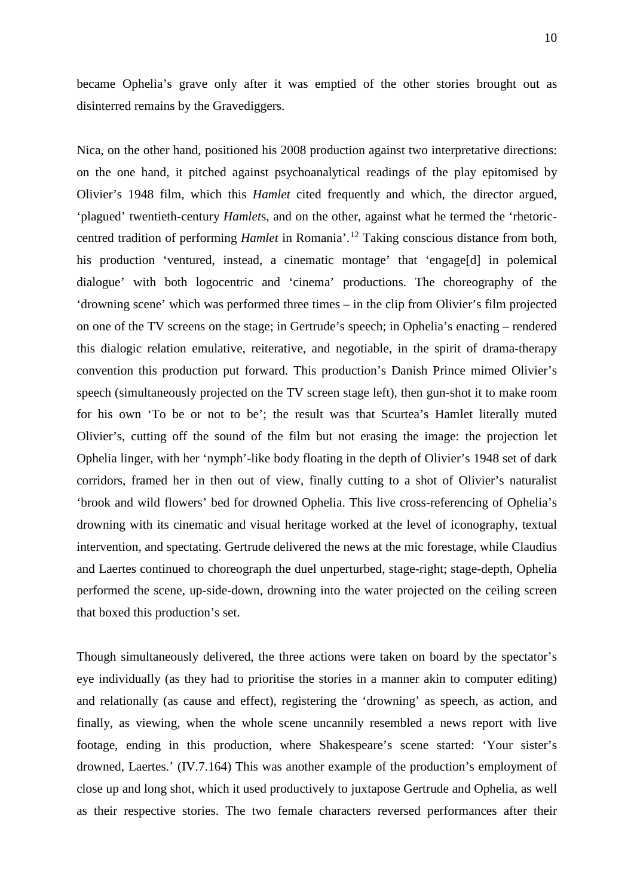became Ophelia's grave only after it was emptied of the other stories brought out as disinterred remains by the Gravediggers.

Nica, on the other hand, positioned his 2008 production against two interpretative directions: on the one hand, it pitched against psychoanalytical readings of the play epitomised by Olivier's 1948 film, which this *Hamlet* cited frequently and which, the director argued, 'plagued' twentieth-century *Hamlet*s, and on the other, against what he termed the 'rhetoric-centred tradition of performing *Hamlet* in Romania'.[12] Taking conscious distance from both, his production 'ventured, instead, a cinematic montage' that 'engage[d] in polemical dialogue' with both logocentric and 'cinema' productions. The choreography of the 'drowning scene' which was performed three times – in the clip from Olivier's film projected on one of the TV screens on the stage; in Gertrude's speech; in Ophelia's enacting – rendered this dialogic relation emulative, reiterative, and negotiable, in the spirit of drama-therapy convention this production put forward. This production's Danish Prince mimed Olivier's speech (simultaneously projected on the TV screen stage left), then gun-shot it to make room for his own 'To be or not to be'; the result was that Scurtea's Hamlet literally muted Olivier's, cutting off the sound of the film but not erasing the image: the projection let Ophelia linger, with her 'nymph'-like body floating in the depth of Olivier's 1948 set of dark corridors, framed her in then out of view, finally cutting to a shot of Olivier's naturalist 'brook and wild flowers' bed for drowned Ophelia. This live cross-referencing of Ophelia's drowning with its cinematic and visual heritage worked at the level of iconography, textual intervention, and spectating. Gertrude delivered the news at the mic forestage, while Claudius and Laertes continued to choreograph the duel unperturbed, stage-right; stage-depth, Ophelia performed the scene, up-side-down, drowning into the water projected on the ceiling screen that boxed this production's set.

Though simultaneously delivered, the three actions were taken on board by the spectator's eye individually (as they had to prioritise the stories in a manner akin to computer editing) and relationally (as cause and effect), registering the 'drowning' as speech, as action, and finally, as viewing, when the whole scene uncannily resembled a news report with live footage, ending in this production, where Shakespeare's scene started: 'Your sister's drowned, Laertes.' (IV.7.164) This was another example of the production's employment of close up and long shot, which it used productively to juxtapose Gertrude and Ophelia, as well as their respective stories. The two female characters reversed performances after their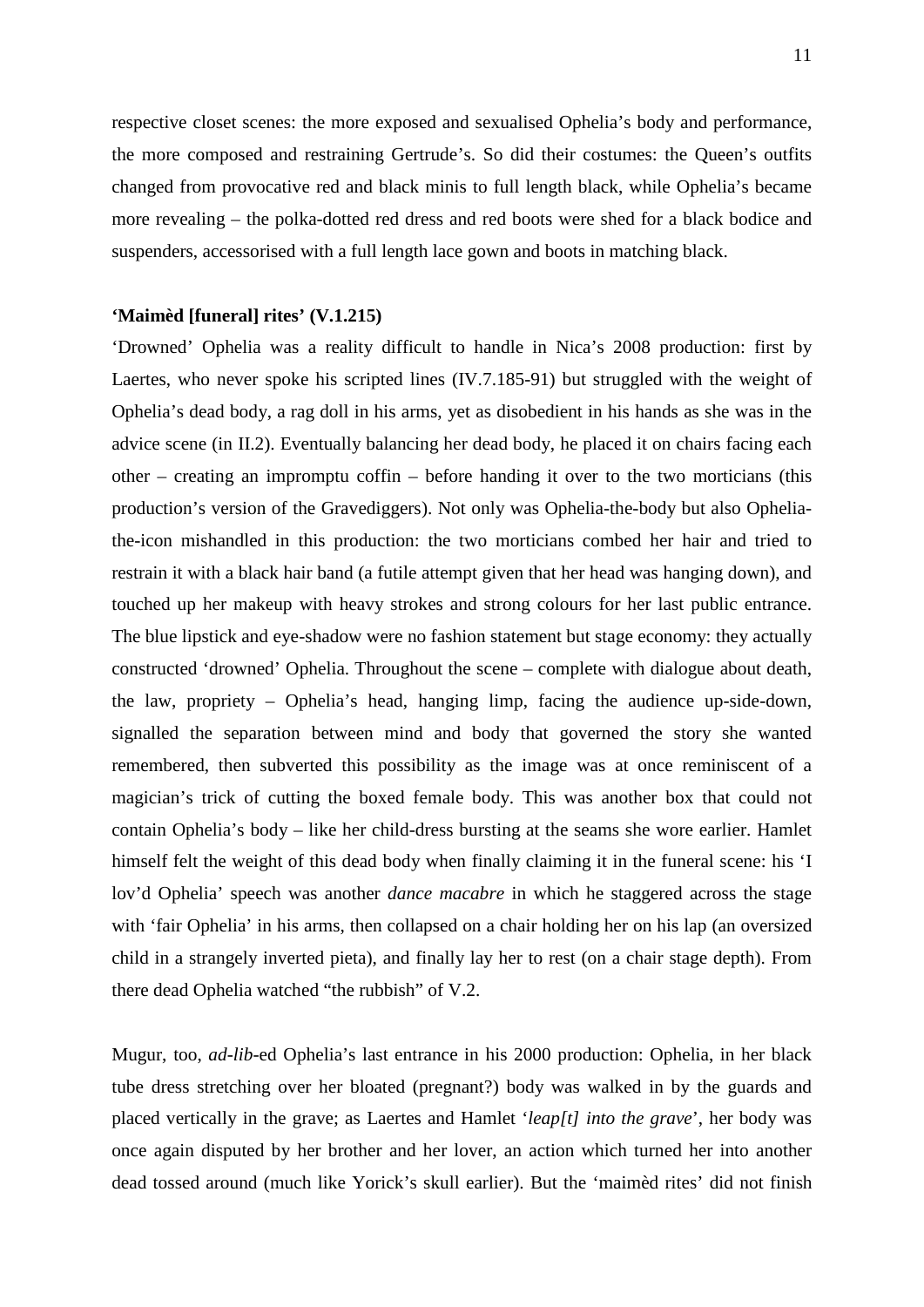respective closet scenes: the more exposed and sexualised Ophelia's body and performance, the more composed and restraining Gertrude's. So did their costumes: the Queen's outfits changed from provocative red and black minis to full length black, while Ophelia's became more revealing – the polka-dotted red dress and red boots were shed for a black bodice and suspenders, accessorised with a full length lace gown and boots in matching black.

**'Maimèd [funeral] rites' (V.1.215)**

'Drowned' Ophelia was a reality difficult to handle in Nica's 2008 production: first by Laertes, who never spoke his scripted lines (IV.7.185-91) but struggled with the weight of Ophelia's dead body, a rag doll in his arms, yet as disobedient in his hands as she was in the advice scene (in II.2). Eventually balancing her dead body, he placed it on chairs facing each other – creating an impromptu coffin – before handing it over to the two morticians (this production's version of the Gravediggers). Not only was Ophelia-the-body but also Ophelia-the-icon mishandled in this production: the two morticians combed her hair and tried to restrain it with a black hair band (a futile attempt given that her head was hanging down), and touched up her makeup with heavy strokes and strong colours for her last public entrance. The blue lipstick and eye-shadow were no fashion statement but stage economy: they actually constructed 'drowned' Ophelia. Throughout the scene – complete with dialogue about death, the law, propriety – Ophelia's head, hanging limp, facing the audience up-side-down, signalled the separation between mind and body that governed the story she wanted remembered, then subverted this possibility as the image was at once reminiscent of a magician's trick of cutting the boxed female body. This was another box that could not contain Ophelia's body – like her child-dress bursting at the seams she wore earlier. Hamlet himself felt the weight of this dead body when finally claiming it in the funeral scene: his 'I lov'd Ophelia' speech was another *dance macabre* in which he staggered across the stage with 'fair Ophelia' in his arms, then collapsed on a chair holding her on his lap (an oversized child in a strangely inverted pieta), and finally lay her to rest (on a chair stage depth). From there dead Ophelia watched "the rubbish" of V.2.

Mugur, too, *ad-lib*-ed Ophelia's last entrance in his 2000 production: Ophelia, in her black tube dress stretching over her bloated (pregnant?) body was walked in by the guards and placed vertically in the grave; as Laertes and Hamlet '*leap[t] into the grave*', her body was once again disputed by her brother and her lover, an action which turned her into another dead tossed around (much like Yorick's skull earlier). But the 'maimèd rites' did not finish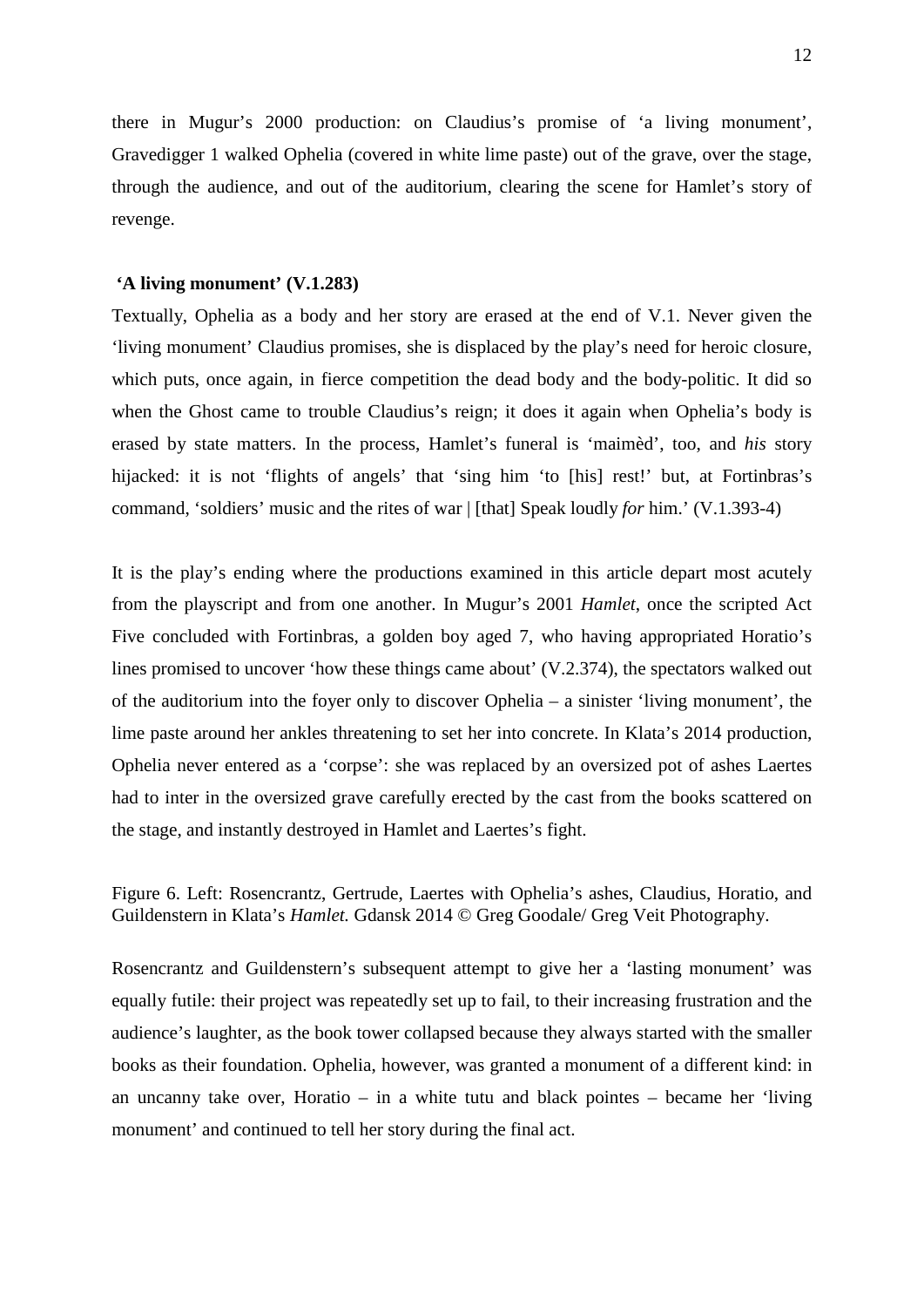there in Mugur's 2000 production: on Claudius's promise of 'a living monument', Gravedigger 1 walked Ophelia (covered in white lime paste) out of the grave, over the stage, through the audience, and out of the auditorium, clearing the scene for Hamlet's story of revenge.

**'A living monument' (V.1.283)**

Textually, Ophelia as a body and her story are erased at the end of V.1. Never given the 'living monument' Claudius promises, she is displaced by the play's need for heroic closure, which puts, once again, in fierce competition the dead body and the body-politic. It did so when the Ghost came to trouble Claudius's reign; it does it again when Ophelia's body is erased by state matters. In the process, Hamlet's funeral is 'maimèd', too, and *his* story hijacked: it is not 'flights of angels' that 'sing him 'to [his] rest!' but, at Fortinbras's command, 'soldiers' music and the rites of war | [that] Speak loudly *for* him.' (V.1.393-4)

It is the play's ending where the productions examined in this article depart most acutely from the playscript and from one another. In Mugur's 2001 *Hamlet*, once the scripted Act Five concluded with Fortinbras, a golden boy aged 7, who having appropriated Horatio's lines promised to uncover 'how these things came about' (V.2.374), the spectators walked out of the auditorium into the foyer only to discover Ophelia – a sinister 'living monument', the lime paste around her ankles threatening to set her into concrete. In Klata's 2014 production, Ophelia never entered as a 'corpse': she was replaced by an oversized pot of ashes Laertes had to inter in the oversized grave carefully erected by the cast from the books scattered on the stage, and instantly destroyed in Hamlet and Laertes's fight.

Figure 6. Left: Rosencrantz, Gertrude, Laertes with Ophelia's ashes, Claudius, Horatio, and Guildenstern in Klata's *Hamlet.* Gdansk 2014 © Greg Goodale/ Greg Veit Photography.

Rosencrantz and Guildenstern's subsequent attempt to give her a 'lasting monument' was equally futile: their project was repeatedly set up to fail, to their increasing frustration and the audience's laughter, as the book tower collapsed because they always started with the smaller books as their foundation. Ophelia, however, was granted a monument of a different kind: in an uncanny take over, Horatio – in a white tutu and black pointes – became her 'living monument' and continued to tell her story during the final act.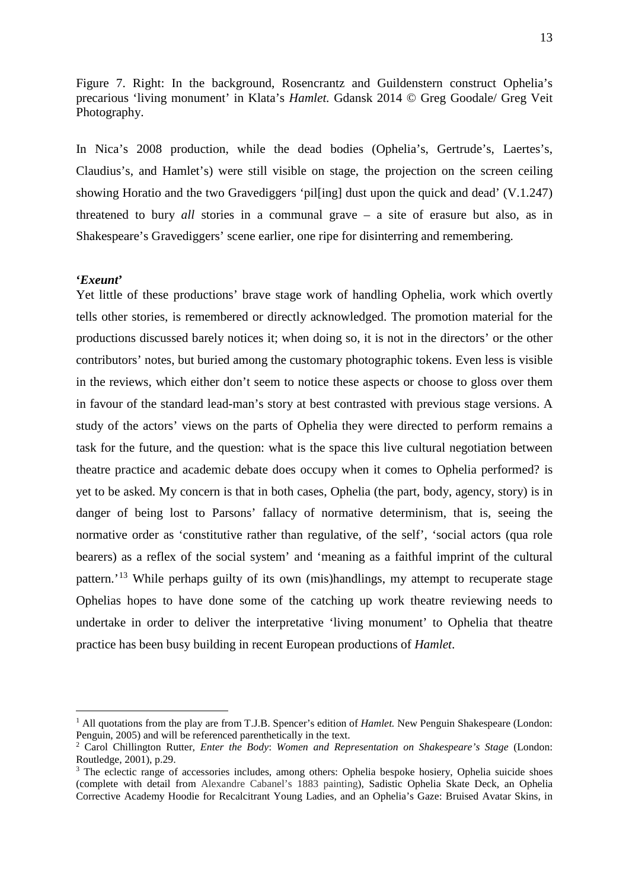Figure 7. Right: In the background, Rosencrantz and Guildenstern construct Ophelia's precarious 'living monument' in Klata's *Hamlet.* Gdansk 2014 © Greg Goodale/ Greg Veit Photography.

In Nica's 2008 production, while the dead bodies (Ophelia's, Gertrude's, Laertes's, Claudius's, and Hamlet's) were still visible on stage, the projection on the screen ceiling showing Horatio and the two Gravediggers 'pil[ing] dust upon the quick and dead' (V.1.247) threatened to bury *all* stories in a communal grave – a site of erasure but also, as in Shakespeare's Gravediggers' scene earlier, one ripe for disinterring and remembering.

### *'Exeunt'*

Yet little of these productions' brave stage work of handling Ophelia, work which overtly tells other stories, is remembered or directly acknowledged. The promotion material for the productions discussed barely notices it; when doing so, it is not in the directors' or the other contributors' notes, but buried among the customary photographic tokens. Even less is visible in the reviews, which either don't seem to notice these aspects or choose to gloss over them in favour of the standard lead-man's story at best contrasted with previous stage versions. A study of the actors' views on the parts of Ophelia they were directed to perform remains a task for the future, and the question: what is the space this live cultural negotiation between theatre practice and academic debate does occupy when it comes to Ophelia performed? is yet to be asked. My concern is that in both cases, Ophelia (the part, body, agency, story) is in danger of being lost to Parsons' fallacy of normative determinism, that is, seeing the normative order as 'constitutive rather than regulative, of the self', 'social actors (qua role bearers) as a reflex of the social system' and 'meaning as a faithful imprint of the cultural pattern.'[13] While perhaps guilty of its own (mis)handlings, my attempt to recuperate stage Ophelias hopes to have done some of the catching up work theatre reviewing needs to undertake in order to deliver the interpretative 'living monument' to Ophelia that theatre practice has been busy building in recent European productions of *Hamlet*.

---

[1] All quotations from the play are from T.J.B. Spencer's edition of *Hamlet.* New Penguin Shakespeare (London: Penguin, 2005) and will be referenced parenthetically in the text.

[2] Carol Chillington Rutter, *Enter the Body*: *Women and Representation on Shakespeare's Stage* (London: Routledge, 2001), p.29.

[3] The eclectic range of accessories includes, among others: Ophelia bespoke hosiery, Ophelia suicide shoes (complete with detail from Alexandre Cabanel's 1883 painting), Sadistic Ophelia Skate Deck, an Ophelia Corrective Academy Hoodie for Recalcitrant Young Ladies, and an Ophelia's Gaze: Bruised Avatar Skins, in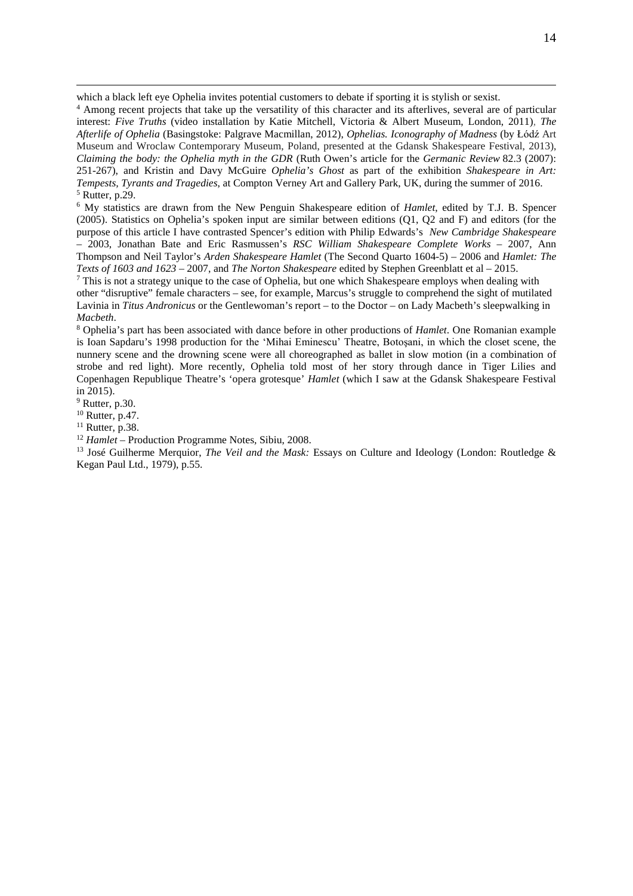which a black left eye Ophelia invites potential customers to debate if sporting it is stylish or sexist.

[4] Among recent projects that take up the versatility of this character and its afterlives, several are of particular interest: *Five Truths* (video installation by Katie Mitchell, Victoria & Albert Museum, London, 2011), *The Afterlife of Ophelia* (Basingstoke: Palgrave Macmillan, 2012), *Ophelias. Iconography of Madness* (by Łódź Art Museum and Wroclaw Contemporary Museum, Poland, presented at the Gdansk Shakespeare Festival, 2013), *Claiming the body: the Ophelia myth in the GDR* (Ruth Owen's article for the *Germanic Review* 82.3 (2007): 251-267), and Kristin and Davy McGuire *Ophelia's Ghost* as part of the exhibition *Shakespeare in Art: Tempests, Tyrants and Tragedies*, at Compton Verney Art and Gallery Park, UK, during the summer of 2016.

[5] Rutter, p.29.

[6] My statistics are drawn from the New Penguin Shakespeare edition of *Hamlet*, edited by T.J. B. Spencer (2005). Statistics on Ophelia's spoken input are similar between editions (Q1, Q2 and F) and editors (for the purpose of this article I have contrasted Spencer's edition with Philip Edwards's *New Cambridge Shakespeare* – 2003, Jonathan Bate and Eric Rasmussen's *RSC William Shakespeare Complete Works* – 2007, Ann Thompson and Neil Taylor's *Arden Shakespeare Hamlet* (The Second Quarto 1604-5) – 2006 and *Hamlet: The Texts of 1603 and 1623* – 2007, and *The Norton Shakespeare* edited by Stephen Greenblatt et al – 2015.

[7] This is not a strategy unique to the case of Ophelia, but one which Shakespeare employs when dealing with other "disruptive" female characters – see, for example, Marcus's struggle to comprehend the sight of mutilated Lavinia in *Titus Andronicus* or the Gentlewoman's report – to the Doctor – on Lady Macbeth's sleepwalking in *Macbeth*.

[8] Ophelia's part has been associated with dance before in other productions of *Hamlet*. One Romanian example is Ioan Sapdaru's 1998 production for the 'Mihai Eminescu' Theatre, Botoșani, in which the closet scene, the nunnery scene and the drowning scene were all choreographed as ballet in slow motion (in a combination of strobe and red light). More recently, Ophelia told most of her story through dance in Tiger Lilies and Copenhagen Republique Theatre's 'opera grotesque' *Hamlet* (which I saw at the Gdansk Shakespeare Festival in 2015).

[9] Rutter, p.30.

[10] Rutter, p.47.

[11] Rutter, p.38.

[12] *Hamlet* – Production Programme Notes, Sibiu, 2008.

[13] José Guilherme Merquior, *The Veil and the Mask:* Essays on Culture and Ideology (London: Routledge & Kegan Paul Ltd., 1979), p.55.